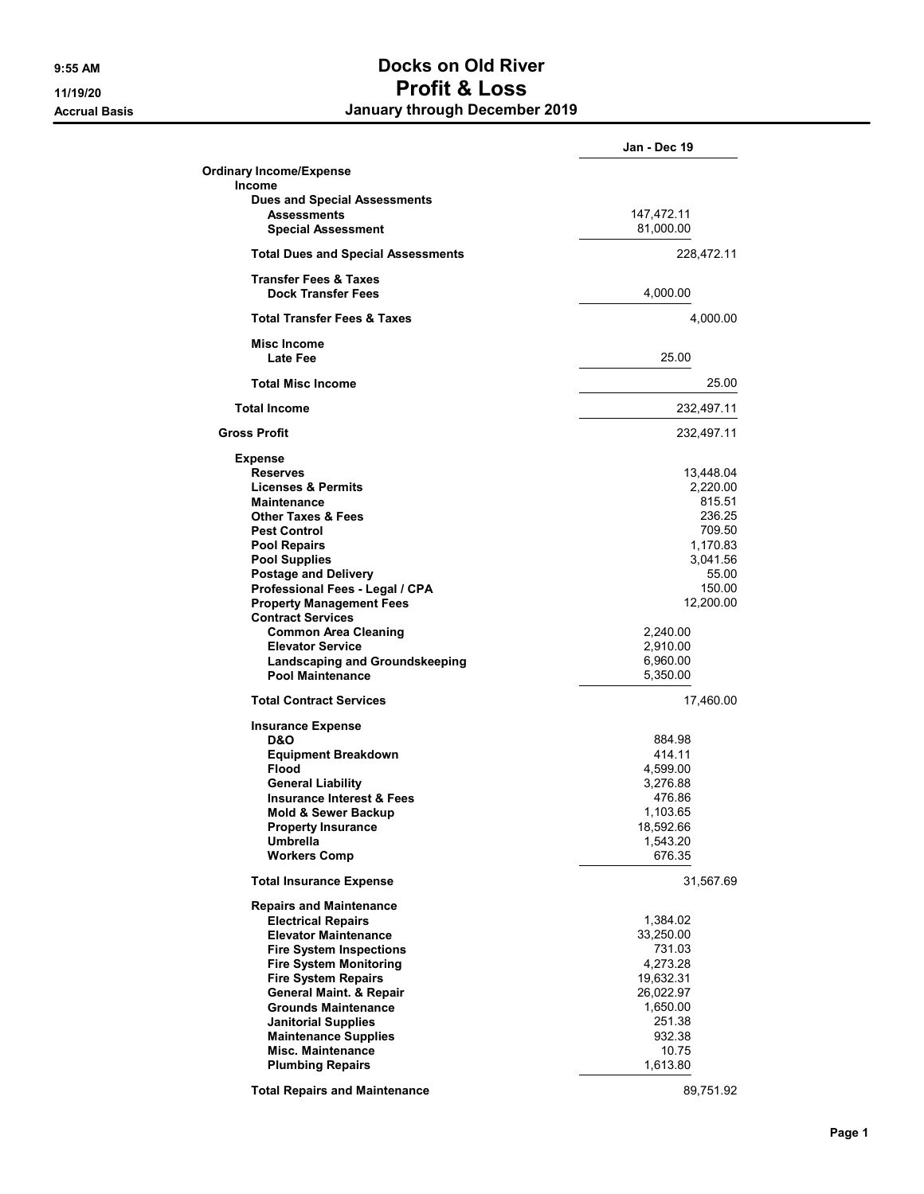# Docs on Old River

## Profit & Loss

### January through December 2019

9:55 AM
11/19/20
Accrual Basis

| | | Jan - Dec 19 |
|---|---|---|
| **Ordinary Income/Expense** | | |
| **Income** | | |
| **Dues and Special Assessments** | | |
| **Assessments** | 147,472.11 | |
| **Special Assessment** | 81,000.00 | |
| **Total Dues and Special Assessments** | | 228,472.11 |
| **Transfer Fees & Taxes** | | |
| **Dock Transfer Fees** | 4,000.00 | |
| **Total Transfer Fees & Taxes** | | 4,000.00 |
| **Misc Income** | | |
| **Late Fee** | 25.00 | |
| **Total Misc Income** | | 25.00 |
| **Total Income** | | 232,497.11 |
| **Gross Profit** | | 232,497.11 |
| **Expense** | | |
| **Reserves** | | 13,448.04 |
| **Licenses & Permits** | | 2,220.00 |
| **Maintenance** | | 815.51 |
| **Other Taxes & Fees** | | 236.25 |
| **Pest Control** | | 709.50 |
| **Pool Repairs** | | 1,170.83 |
| **Pool Supplies** | | 3,041.56 |
| **Postage and Delivery** | | 55.00 |
| **Professional Fees - Legal / CPA** | | 150.00 |
| **Property Management Fees** | | 12,200.00 |
| **Contract Services** | | |
| **Common Area Cleaning** | 2,240.00 | |
| **Elevator Service** | 2,910.00 | |
| **Landscaping and Groundskeeping** | 6,960.00 | |
| **Pool Maintenance** | 5,350.00 | |
| **Total Contract Services** | | 17,460.00 |
| **Insurance Expense** | | |
| **D&O** | 884.98 | |
| **Equipment Breakdown** | 414.11 | |
| **Flood** | 4,599.00 | |
| **General Liability** | 3,276.88 | |
| **Insurance Interest & Fees** | 476.86 | |
| **Mold & Sewer Backup** | 1,103.65 | |
| **Property Insurance** | 18,592.66 | |
| **Umbrella** | 1,543.20 | |
| **Workers Comp** | 676.35 | |
| **Total Insurance Expense** | | 31,567.69 |
| **Repairs and Maintenance** | | |
| **Electrical Repairs** | 1,384.02 | |
| **Elevator Maintenance** | 33,250.00 | |
| **Fire System Inspections** | 731.03 | |
| **Fire System Monitoring** | 4,273.28 | |
| **Fire System Repairs** | 19,632.31 | |
| **General Maint. & Repair** | 26,022.97 | |
| **Grounds Maintenance** | 1,650.00 | |
| **Janitorial Supplies** | 251.38 | |
| **Maintenance Supplies** | 932.38 | |
| **Misc. Maintenance** | 10.75 | |
| **Plumbing Repairs** | 1,613.80 | |
| **Total Repairs and Maintenance** | | 89,751.92 |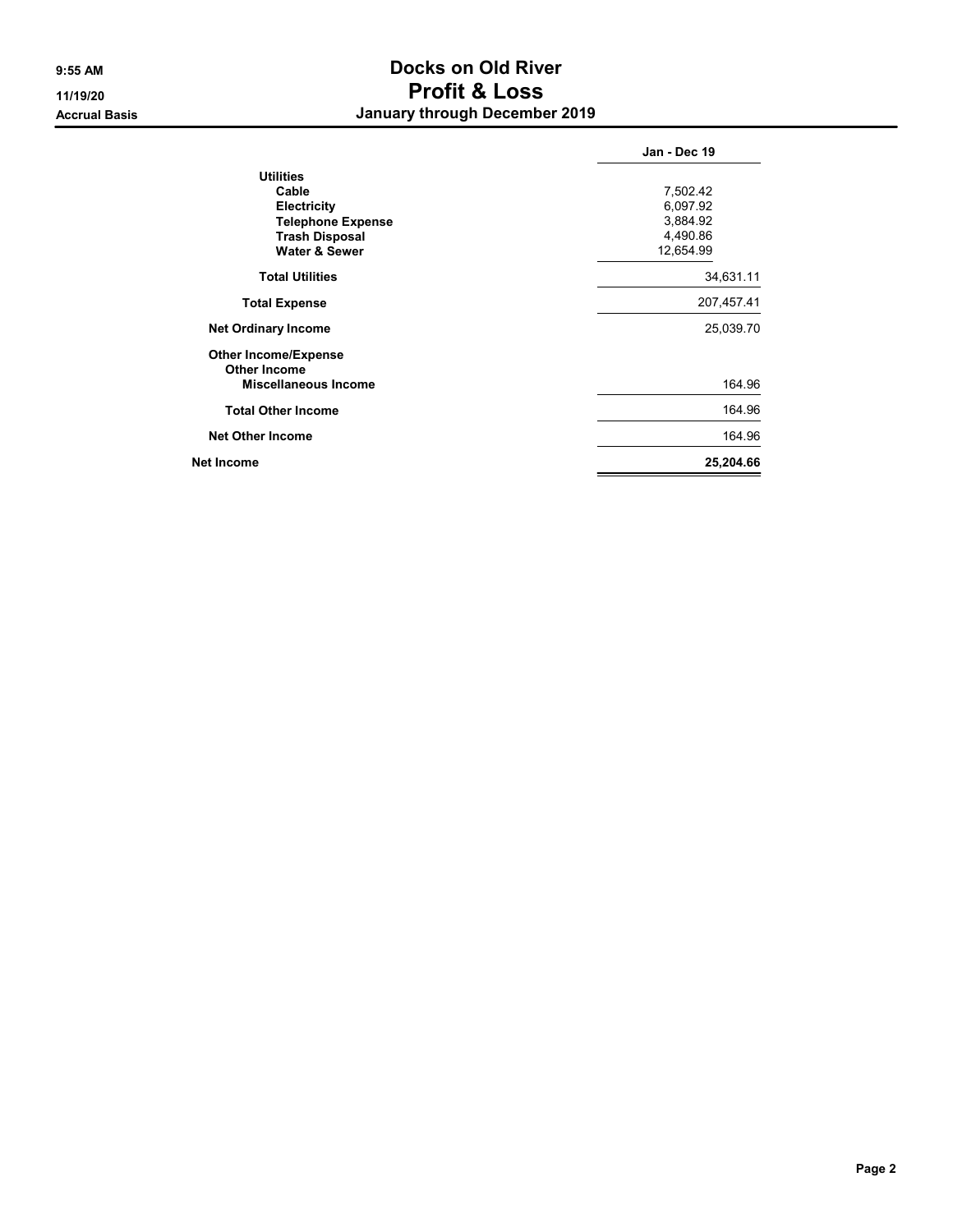# Docks on Old River
## Profit & Loss
### January through December 2019

9:55 AM
11/19/20
Accrual Basis

| | Jan - Dec 19 | |
|---|---|---|
| **Utilities** | | |
| **Cable** | 7,502.42 | |
| **Electricity** | 6,097.92 | |
| **Telephone Expense** | 3,884.92 | |
| **Trash Disposal** | 4,490.86 | |
| **Water & Sewer** | 12,654.99 | |
| **Total Utilities** | | 34,631.11 |
| **Total Expense** | | 207,457.41 |
| **Net Ordinary Income** | | 25,039.70 |
| **Other Income/Expense** | | |
| **Other Income** | | |
| **Miscellaneous Income** | | 164.96 |
| **Total Other Income** | | 164.96 |
| **Net Other Income** | | 164.96 |
| **Net Income** | | **25,204.66** |